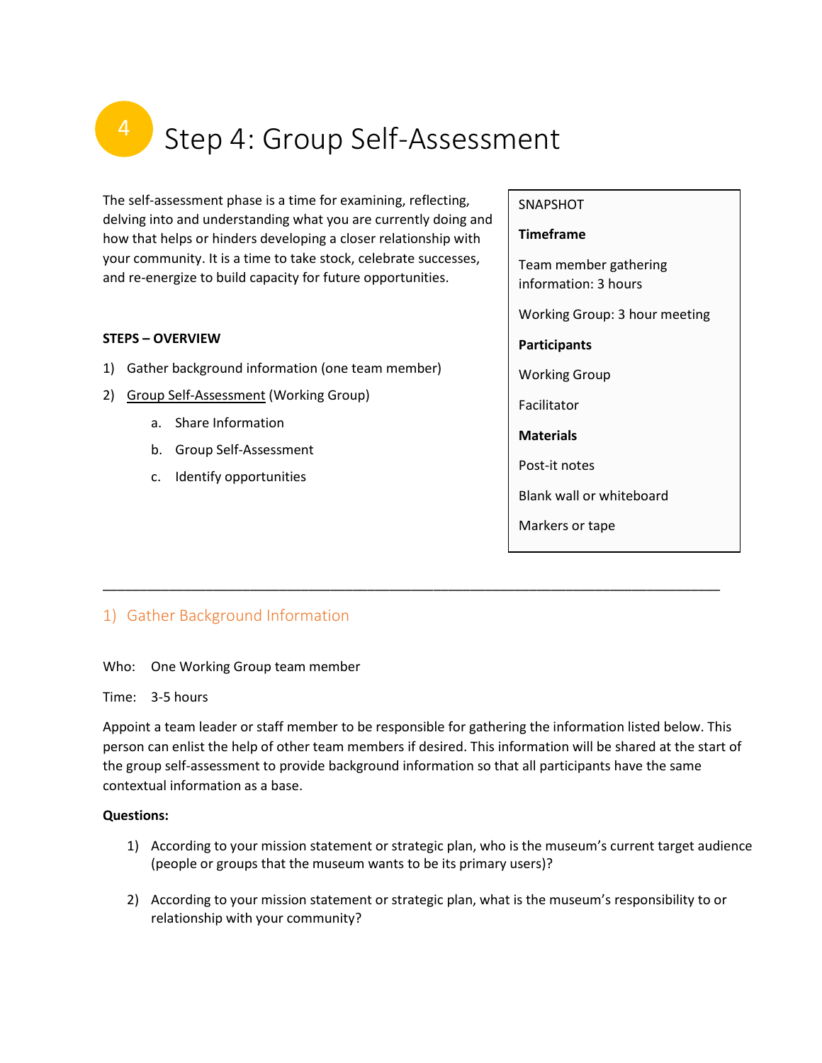# Step 4: Group Self-Assessment

The self-assessment phase is a time for examining, reflecting, delving into and understanding what you are currently doing and how that helps or hinders developing a closer relationship with your community. It is a time to take stock, celebrate successes, and re-energize to build capacity for future opportunities.

**STEPS – OVERVIEW**

1) Gather background information (one team member)
2) Group Self-Assessment (Working Group)
    a. Share Information
    b. Group Self-Assessment
    c. Identify opportunities

> SNAPSHOT
>
> **Timeframe**
>
> Team member gathering information: 3 hours
>
> Working Group: 3 hour meeting
>
> **Participants**
>
> Working Group
>
> Facilitator
>
> **Materials**
>
> Post-it notes
>
> Blank wall or whiteboard
>
> Markers or tape

---

## 1) Gather Background Information

Who: One Working Group team member

Time: 3-5 hours

Appoint a team leader or staff member to be responsible for gathering the information listed below. This person can enlist the help of other team members if desired. This information will be shared at the start of the group self-assessment to provide background information so that all participants have the same contextual information as a base.

**Questions:**

1) According to your mission statement or strategic plan, who is the museum's current target audience (people or groups that the museum wants to be its primary users)?
2) According to your mission statement or strategic plan, what is the museum's responsibility to or relationship with your community?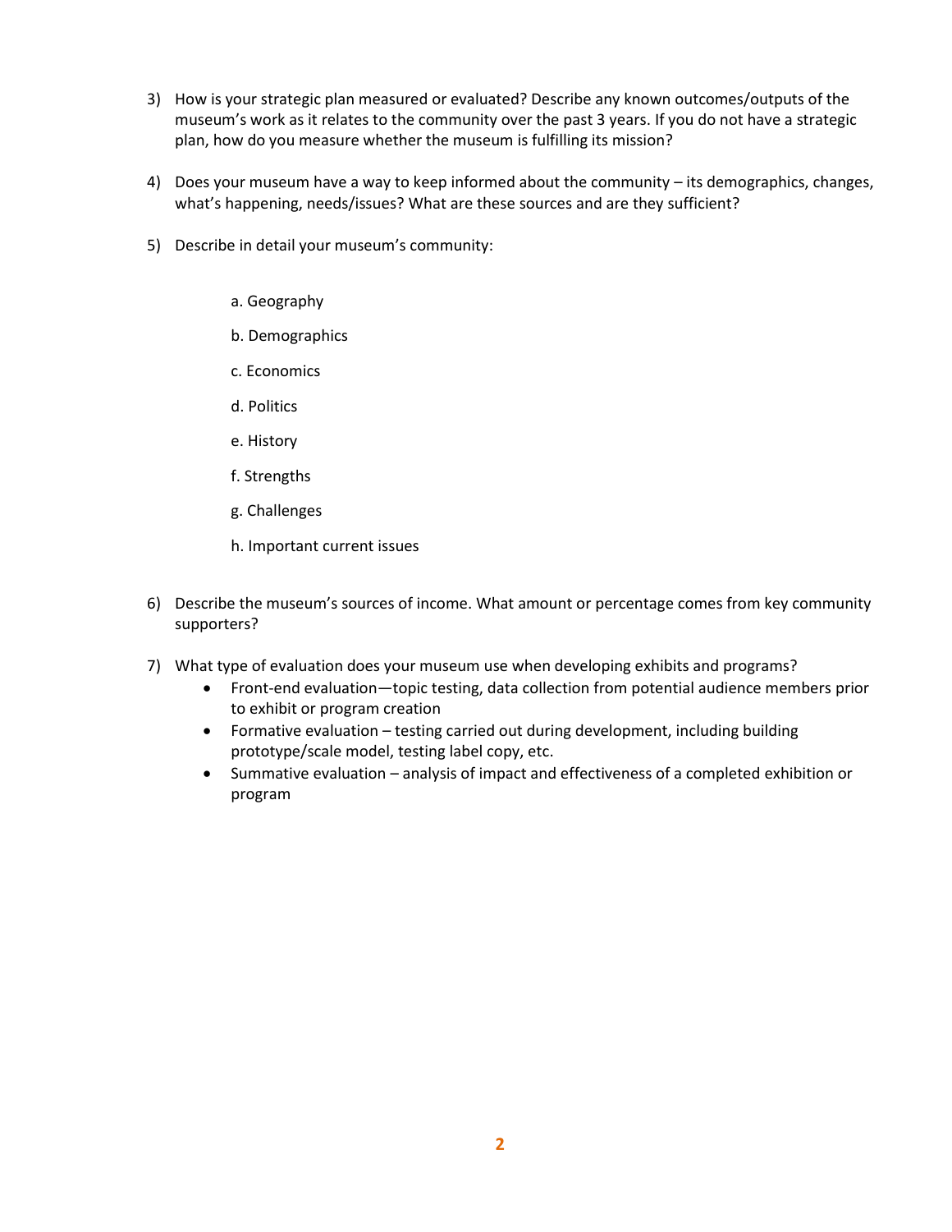3) How is your strategic plan measured or evaluated? Describe any known outcomes/outputs of the museum's work as it relates to the community over the past 3 years. If you do not have a strategic plan, how do you measure whether the museum is fulfilling its mission?

4) Does your museum have a way to keep informed about the community – its demographics, changes, what's happening, needs/issues? What are these sources and are they sufficient?

5) Describe in detail your museum's community:

    a. Geography

    b. Demographics

    c. Economics

    d. Politics

    e. History

    f. Strengths

    g. Challenges

    h. Important current issues

6) Describe the museum's sources of income. What amount or percentage comes from key community supporters?

7) What type of evaluation does your museum use when developing exhibits and programs?
    - Front-end evaluation—topic testing, data collection from potential audience members prior to exhibit or program creation
    - Formative evaluation – testing carried out during development, including building prototype/scale model, testing label copy, etc.
    - Summative evaluation – analysis of impact and effectiveness of a completed exhibition or program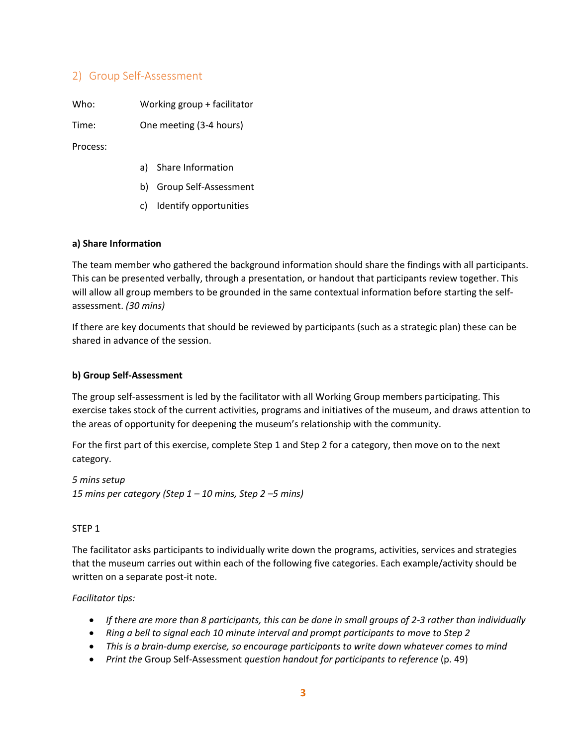## 2) Group Self-Assessment

Who: Working group + facilitator

Time: One meeting (3-4 hours)

Process:

a) Share Information
b) Group Self-Assessment
c) Identify opportunities

**a) Share Information**

The team member who gathered the background information should share the findings with all participants. This can be presented verbally, through a presentation, or handout that participants review together. This will allow all group members to be grounded in the same contextual information before starting the self-assessment. *(30 mins)*

If there are key documents that should be reviewed by participants (such as a strategic plan) these can be shared in advance of the session.

**b) Group Self-Assessment**

The group self-assessment is led by the facilitator with all Working Group members participating. This exercise takes stock of the current activities, programs and initiatives of the museum, and draws attention to the areas of opportunity for deepening the museum's relationship with the community.

For the first part of this exercise, complete Step 1 and Step 2 for a category, then move on to the next category.

*5 mins setup*
*15 mins per category (Step 1 – 10 mins, Step 2 –5 mins)*

STEP 1

The facilitator asks participants to individually write down the programs, activities, services and strategies that the museum carries out within each of the following five categories. Each example/activity should be written on a separate post-it note.

*Facilitator tips:*

- *If there are more than 8 participants, this can be done in small groups of 2-3 rather than individually*
- *Ring a bell to signal each 10 minute interval and prompt participants to move to Step 2*
- *This is a brain-dump exercise, so encourage participants to write down whatever comes to mind*
- *Print the* Group Self-Assessment *question handout for participants to reference* (p. 49)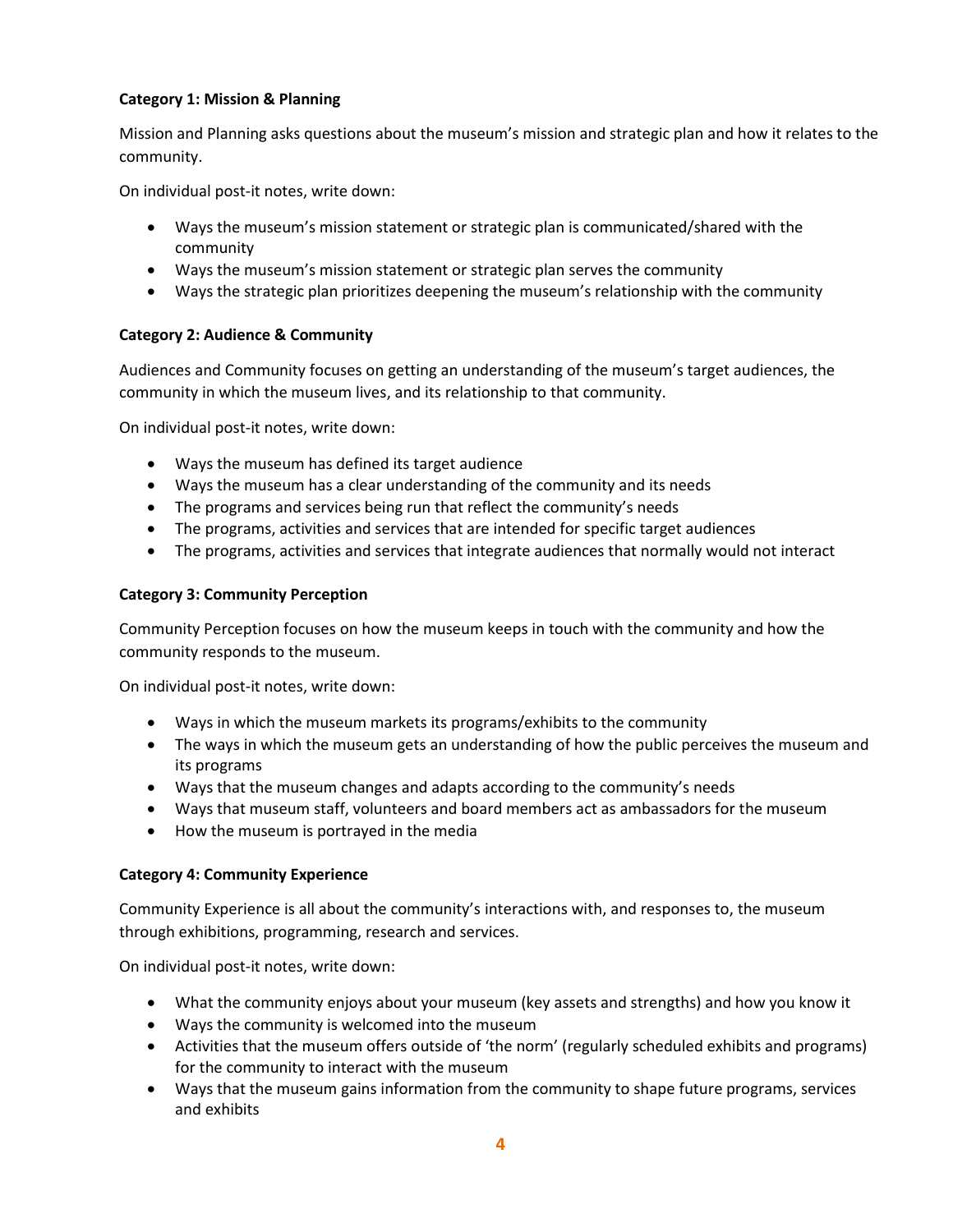**Category 1: Mission & Planning**

Mission and Planning asks questions about the museum's mission and strategic plan and how it relates to the community.

On individual post-it notes, write down:

- Ways the museum's mission statement or strategic plan is communicated/shared with the community
- Ways the museum's mission statement or strategic plan serves the community
- Ways the strategic plan prioritizes deepening the museum's relationship with the community

**Category 2: Audience & Community**

Audiences and Community focuses on getting an understanding of the museum's target audiences, the community in which the museum lives, and its relationship to that community.

On individual post-it notes, write down:

- Ways the museum has defined its target audience
- Ways the museum has a clear understanding of the community and its needs
- The programs and services being run that reflect the community's needs
- The programs, activities and services that are intended for specific target audiences
- The programs, activities and services that integrate audiences that normally would not interact

**Category 3: Community Perception**

Community Perception focuses on how the museum keeps in touch with the community and how the community responds to the museum.

On individual post-it notes, write down:

- Ways in which the museum markets its programs/exhibits to the community
- The ways in which the museum gets an understanding of how the public perceives the museum and its programs
- Ways that the museum changes and adapts according to the community's needs
- Ways that museum staff, volunteers and board members act as ambassadors for the museum
- How the museum is portrayed in the media

**Category 4: Community Experience**

Community Experience is all about the community's interactions with, and responses to, the museum through exhibitions, programming, research and services.

On individual post-it notes, write down:

- What the community enjoys about your museum (key assets and strengths) and how you know it
- Ways the community is welcomed into the museum
- Activities that the museum offers outside of 'the norm' (regularly scheduled exhibits and programs) for the community to interact with the museum
- Ways that the museum gains information from the community to shape future programs, services and exhibits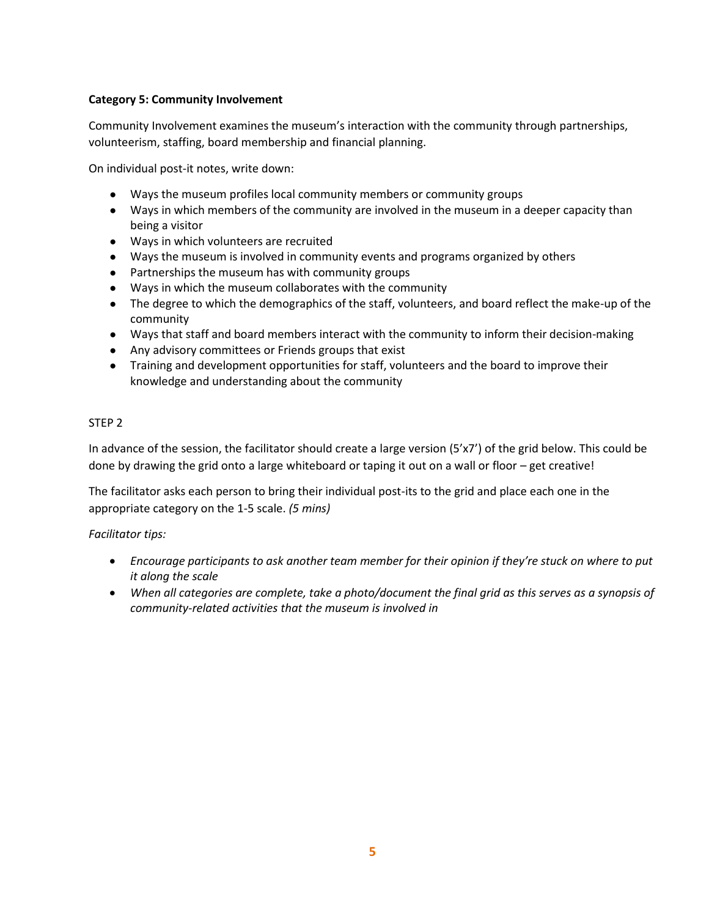**Category 5: Community Involvement**

Community Involvement examines the museum's interaction with the community through partnerships, volunteerism, staffing, board membership and financial planning.

On individual post-it notes, write down:

- Ways the museum profiles local community members or community groups
- Ways in which members of the community are involved in the museum in a deeper capacity than being a visitor
- Ways in which volunteers are recruited
- Ways the museum is involved in community events and programs organized by others
- Partnerships the museum has with community groups
- Ways in which the museum collaborates with the community
- The degree to which the demographics of the staff, volunteers, and board reflect the make-up of the community
- Ways that staff and board members interact with the community to inform their decision-making
- Any advisory committees or Friends groups that exist
- Training and development opportunities for staff, volunteers and the board to improve their knowledge and understanding about the community

STEP 2

In advance of the session, the facilitator should create a large version (5'x7') of the grid below. This could be done by drawing the grid onto a large whiteboard or taping it out on a wall or floor – get creative!

The facilitator asks each person to bring their individual post-its to the grid and place each one in the appropriate category on the 1-5 scale. *(5 mins)*

*Facilitator tips:*

- *Encourage participants to ask another team member for their opinion if they're stuck on where to put it along the scale*
- *When all categories are complete, take a photo/document the final grid as this serves as a synopsis of community-related activities that the museum is involved in*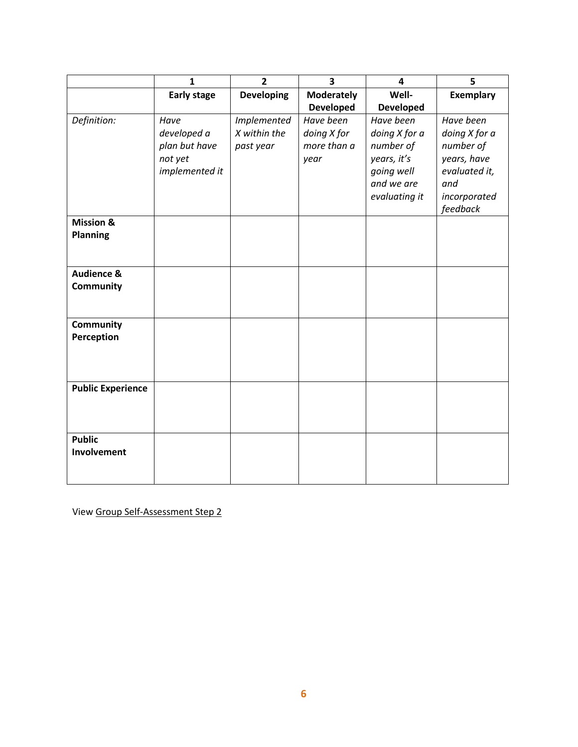| | 1 | 2 | 3 | 4 | 5 |
|---|---|---|---|---|---|
| | **Early stage** | **Developing** | **Moderately Developed** | **Well-Developed** | **Exemplary** |
| *Definition:* | *Have developed a plan but have not yet implemented it* | *Implemented X within the past year* | *Have been doing X for more than a year* | *Have been doing X for a number of years, it's going well and we are evaluating it* | *Have been doing X for a number of years, have evaluated it, and incorporated feedback* |
| **Mission & Planning** | | | | | |
| **Audience & Community** | | | | | |
| **Community Perception** | | | | | |
| **Public Experience** | | | | | |
| **Public Involvement** | | | | | |

View Group Self-Assessment Step 2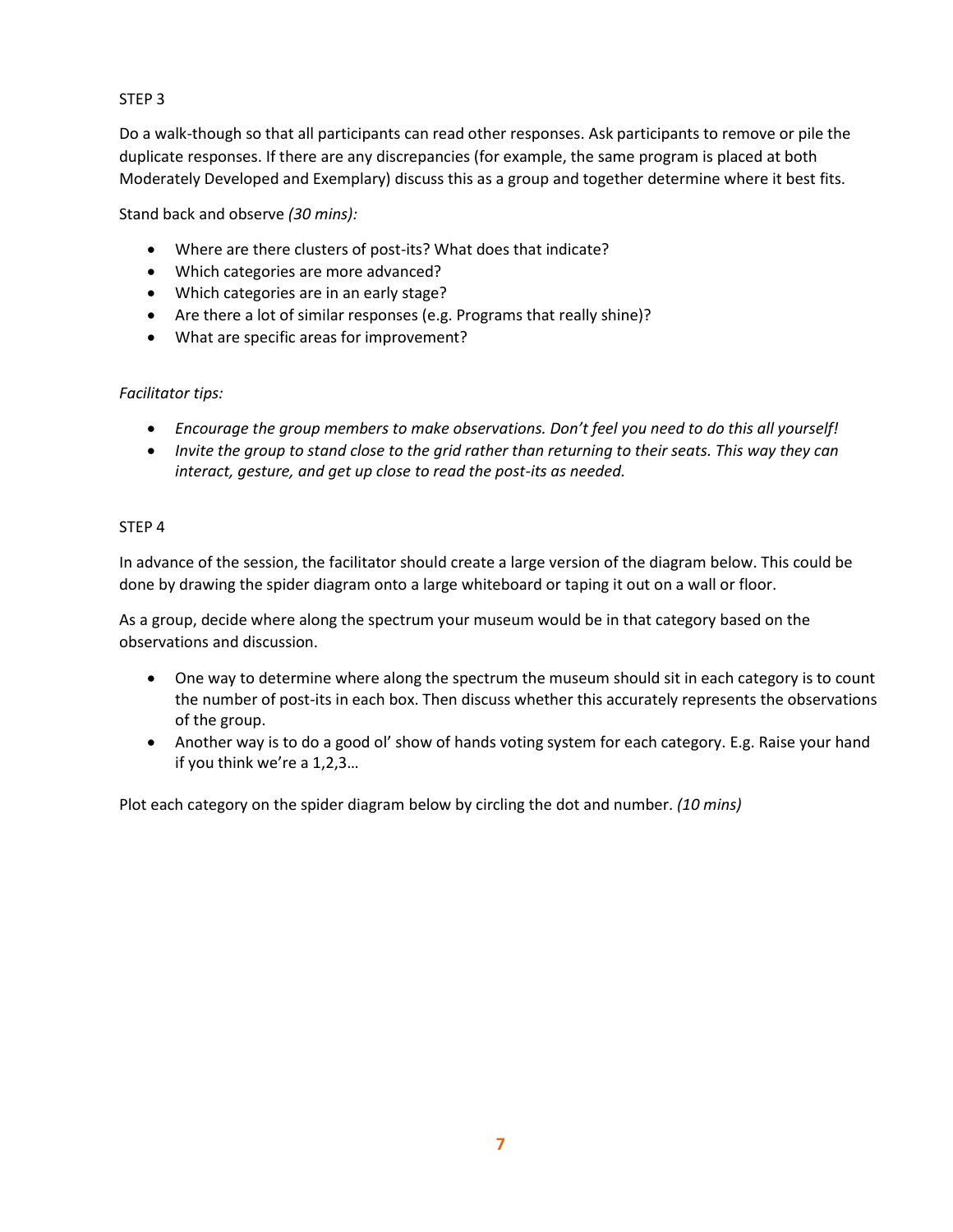STEP 3

Do a walk-though so that all participants can read other responses. Ask participants to remove or pile the duplicate responses. If there are any discrepancies (for example, the same program is placed at both Moderately Developed and Exemplary) discuss this as a group and together determine where it best fits.

Stand back and observe *(30 mins):*

- Where are there clusters of post-its? What does that indicate?
- Which categories are more advanced?
- Which categories are in an early stage?
- Are there a lot of similar responses (e.g. Programs that really shine)?
- What are specific areas for improvement?

*Facilitator tips:*

- *Encourage the group members to make observations. Don't feel you need to do this all yourself!*
- *Invite the group to stand close to the grid rather than returning to their seats. This way they can interact, gesture, and get up close to read the post-its as needed.*

STEP 4

In advance of the session, the facilitator should create a large version of the diagram below. This could be done by drawing the spider diagram onto a large whiteboard or taping it out on a wall or floor.

As a group, decide where along the spectrum your museum would be in that category based on the observations and discussion.

- One way to determine where along the spectrum the museum should sit in each category is to count the number of post-its in each box. Then discuss whether this accurately represents the observations of the group.
- Another way is to do a good ol' show of hands voting system for each category. E.g. Raise your hand if you think we're a 1,2,3…

Plot each category on the spider diagram below by circling the dot and number. *(10 mins)*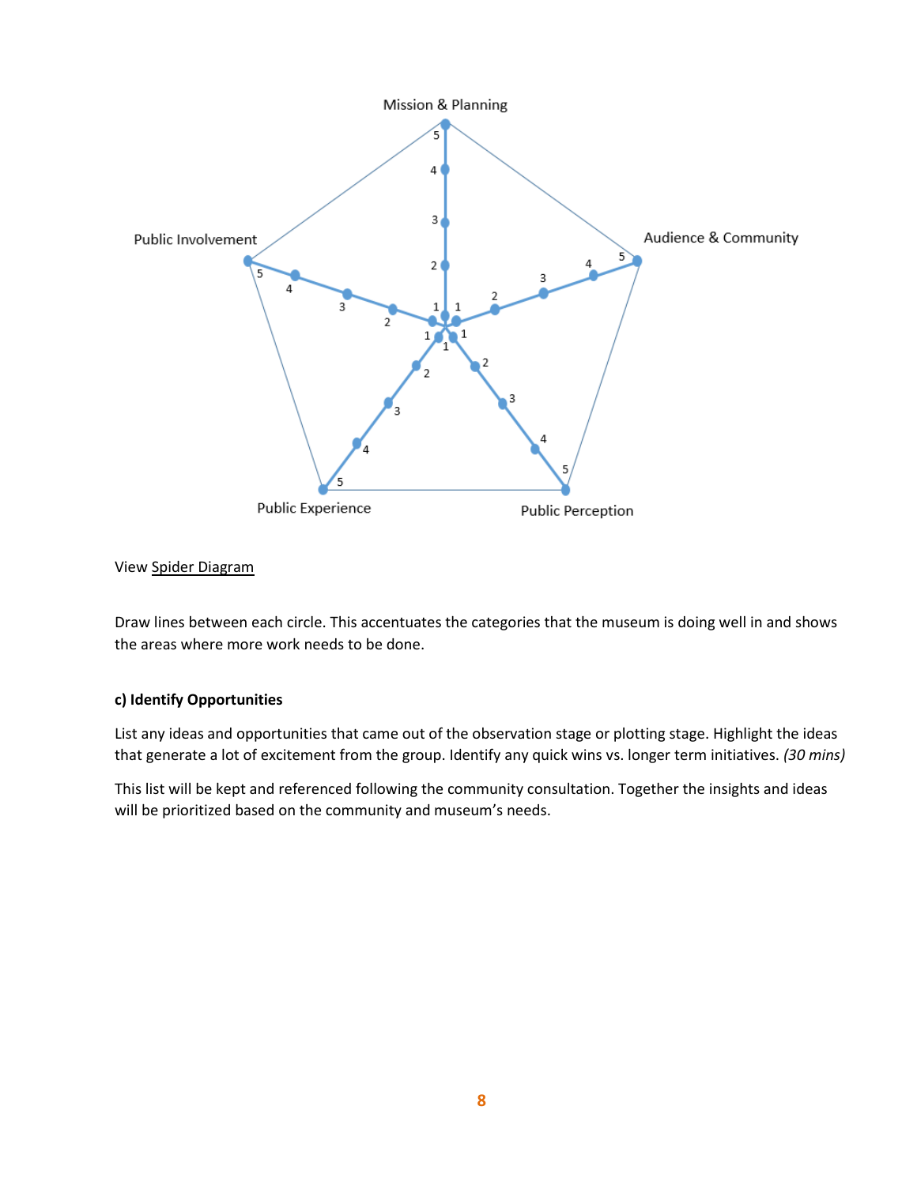Mission & Planning

Audience & Community

Public Perception

Public Experience

Public Involvement

5

4

3

2

1

View Spider Diagram

Draw lines between each circle. This accentuates the categories that the museum is doing well in and shows the areas where more work needs to be done.

**c) Identify Opportunities**

List any ideas and opportunities that came out of the observation stage or plotting stage. Highlight the ideas that generate a lot of excitement from the group. Identify any quick wins vs. longer term initiatives. *(30 mins)*

This list will be kept and referenced following the community consultation. Together the insights and ideas will be prioritized based on the community and museum's needs.